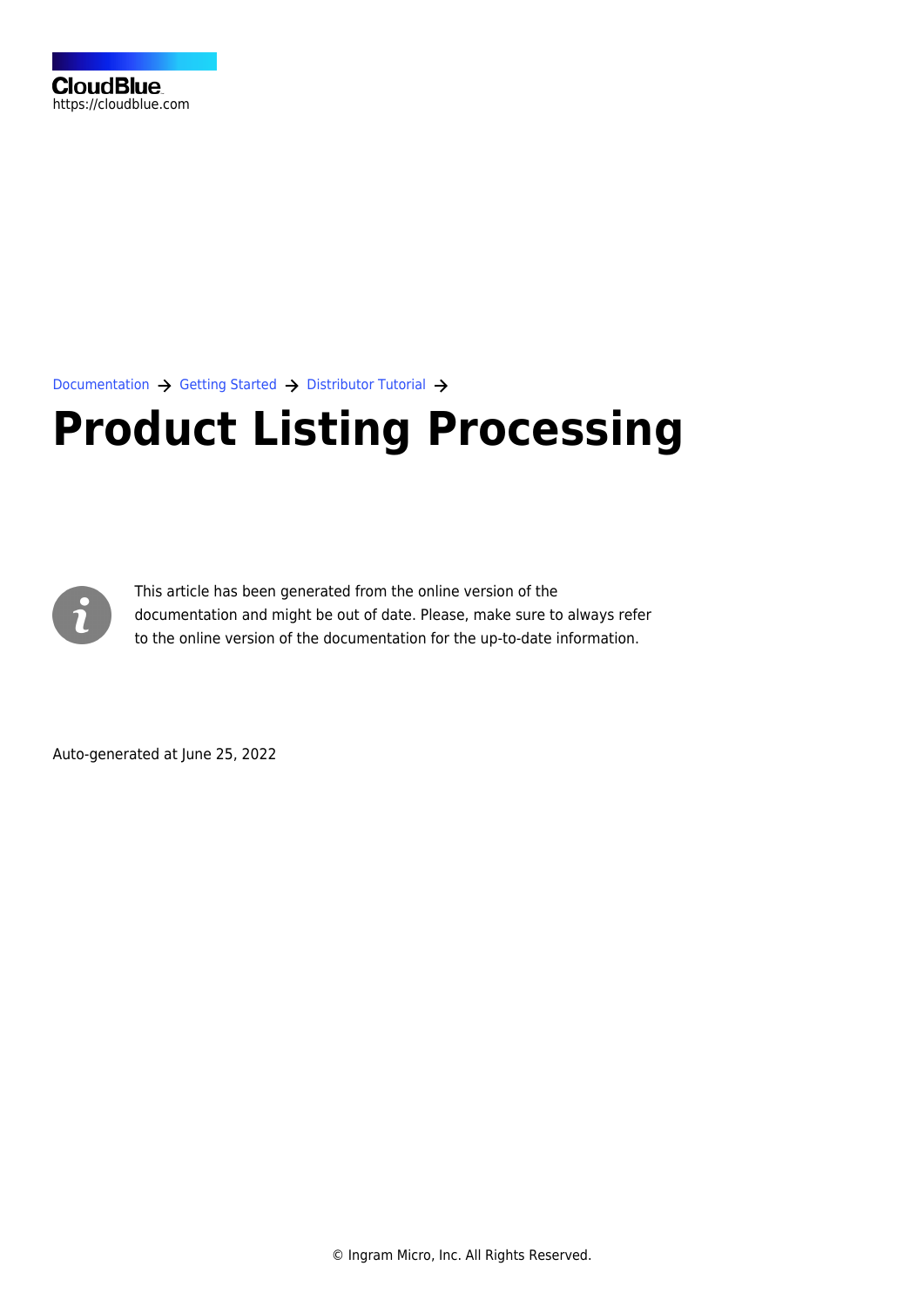CloudBlue
https://cloudblue.com

Documentation → Getting Started → Distributor Tutorial →

# Product Listing Processing

This article has been generated from the online version of the documentation and might be out of date. Please, make sure to always refer to the online version of the documentation for the up-to-date information.

Auto-generated at June 25, 2022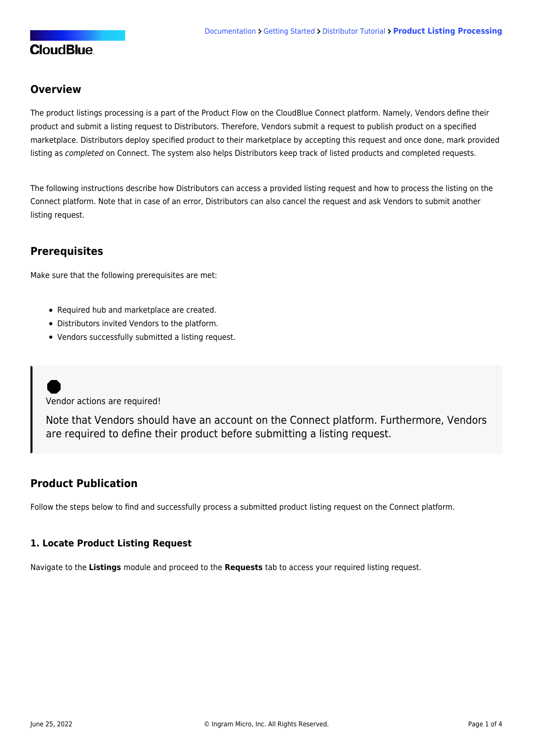## Overview

The product listings processing is a part of the Product Flow on the CloudBlue Connect platform. Namely, Vendors define their product and submit a listing request to Distributors. Therefore, Vendors submit a request to publish product on a specified marketplace. Distributors deploy specified product to their marketplace by accepting this request and once done, mark provided listing as *completed* on Connect. The system also helps Distributors keep track of listed products and completed requests.

The following instructions describe how Distributors can access a provided listing request and how to process the listing on the Connect platform. Note that in case of an error, Distributors can also cancel the request and ask Vendors to submit another listing request.

## Prerequisites

Make sure that the following prerequisites are met:

- Required hub and marketplace are created.
- Distributors invited Vendors to the platform.
- Vendors successfully submitted a listing request.

> Vendor actions are required!
>
> Note that Vendors should have an account on the Connect platform. Furthermore, Vendors are required to define their product before submitting a listing request.

## Product Publication

Follow the steps below to find and successfully process a submitted product listing request on the Connect platform.

### 1. Locate Product Listing Request

Navigate to the **Listings** module and proceed to the **Requests** tab to access your required listing request.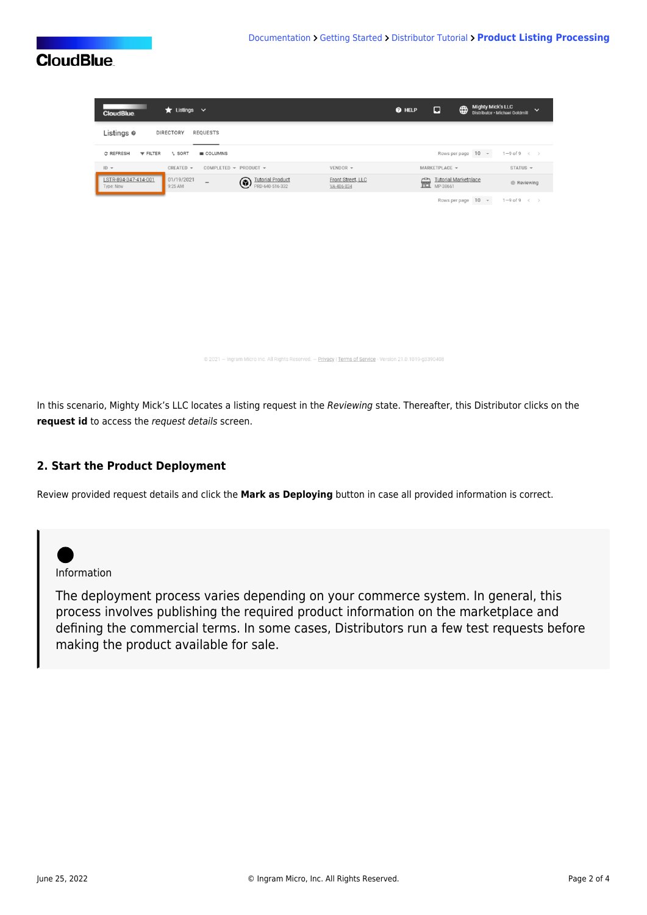In this scenario, Mighty Mick's LLC locates a listing request in the *Reviewing* state. Thereafter, this Distributor clicks on the **request id** to access the *request details* screen.

### 2. Start the Product Deployment

Review provided request details and click the **Mark as Deploying** button in case all provided information is correct.

> Information
>
> The deployment process varies depending on your commerce system. In general, this process involves publishing the required product information on the marketplace and defining the commercial terms. In some cases, Distributors run a few test requests before making the product available for sale.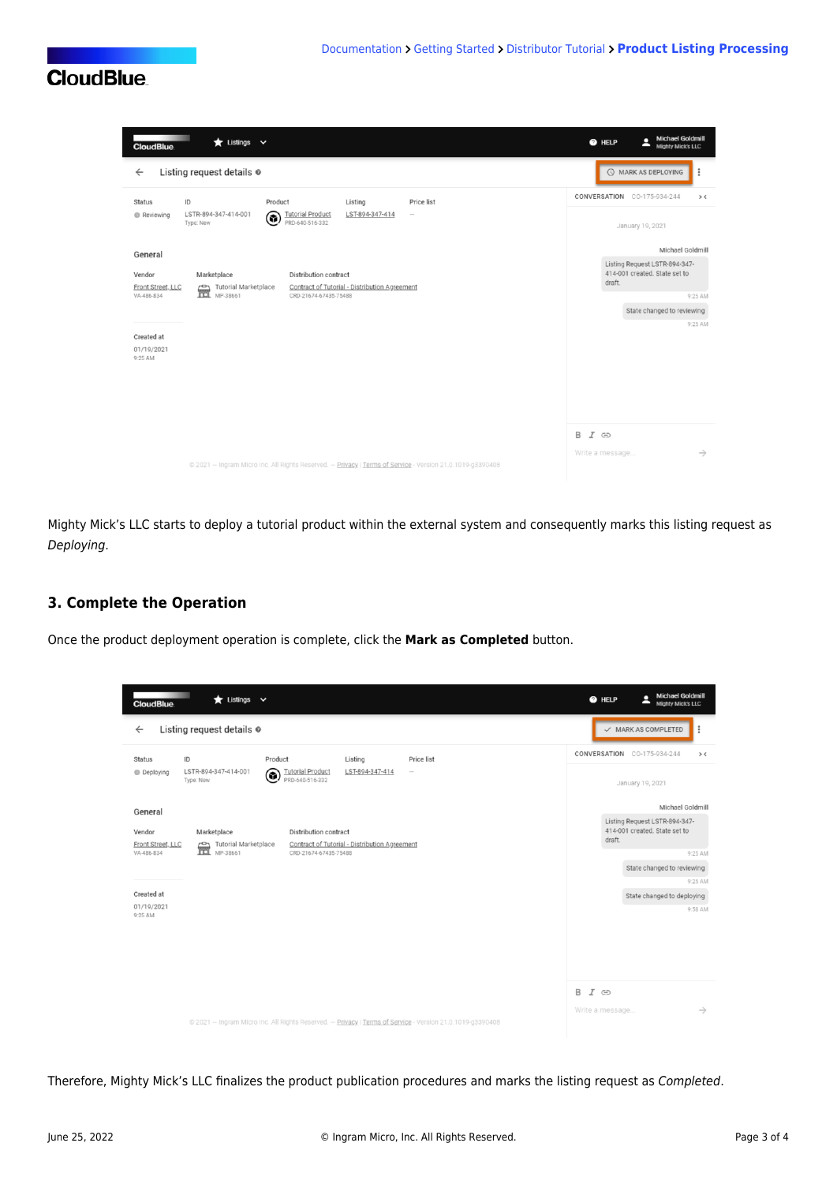Mighty Mick's LLC starts to deploy a tutorial product within the external system and consequently marks this listing request as *Deploying*.

### 3. Complete the Operation

Once the product deployment operation is complete, click the **Mark as Completed** button.

Therefore, Mighty Mick's LLC finalizes the product publication procedures and marks the listing request as *Completed*.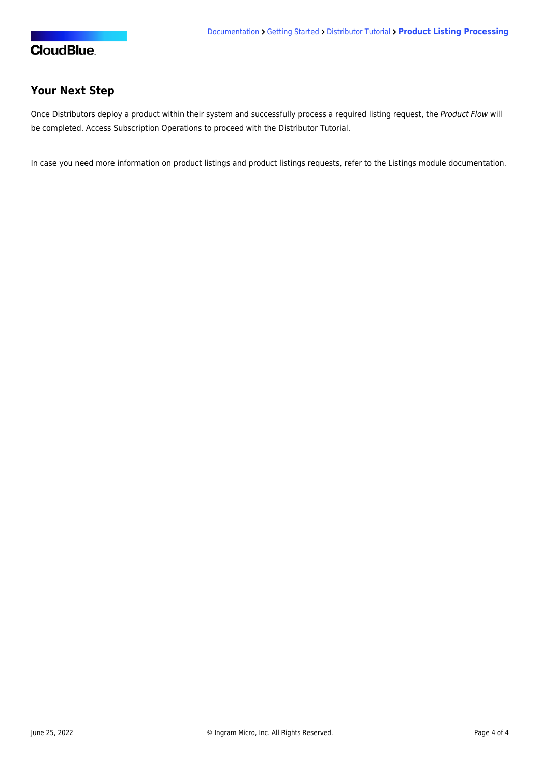## Your Next Step

Once Distributors deploy a product within their system and successfully process a required listing request, the *Product Flow* will be completed. Access Subscription Operations to proceed with the Distributor Tutorial.

In case you need more information on product listings and product listings requests, refer to the Listings module documentation.